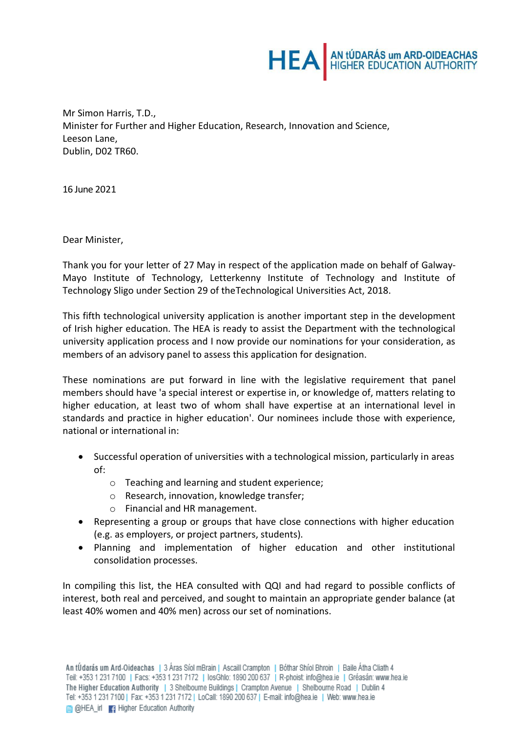AN tÚDARÁS um ARD-OIDEACHAS
HIGHER EDUCATION AUTHORITY

Mr Simon Harris, T.D.,
Minister for Further and Higher Education, Research, Innovation and Science,
Leeson Lane,
Dublin, D02 TR60.

16 June 2021

Dear Minister,

Thank you for your letter of 27 May in respect of the application made on behalf of Galway-Mayo Institute of Technology, Letterkenny Institute of Technology and Institute of Technology Sligo under Section 29 of theTechnological Universities Act, 2018.

This fifth technological university application is another important step in the development of Irish higher education. The HEA is ready to assist the Department with the technological university application process and I now provide our nominations for your consideration, as members of an advisory panel to assess this application for designation.

These nominations are put forward in line with the legislative requirement that panel members should have 'a special interest or expertise in, or knowledge of, matters relating to higher education, at least two of whom shall have expertise at an international level in standards and practice in higher education'. Our nominees include those with experience, national or international in:

- Successful operation of universities with a technological mission, particularly in areas of:
  - Teaching and learning and student experience;
  - Research, innovation, knowledge transfer;
  - Financial and HR management.
- Representing a group or groups that have close connections with higher education (e.g. as employers, or project partners, students).
- Planning and implementation of higher education and other institutional consolidation processes.

In compiling this list, the HEA consulted with QQI and had regard to possible conflicts of interest, both real and perceived, and sought to maintain an appropriate gender balance (at least 40% women and 40% men) across our set of nominations.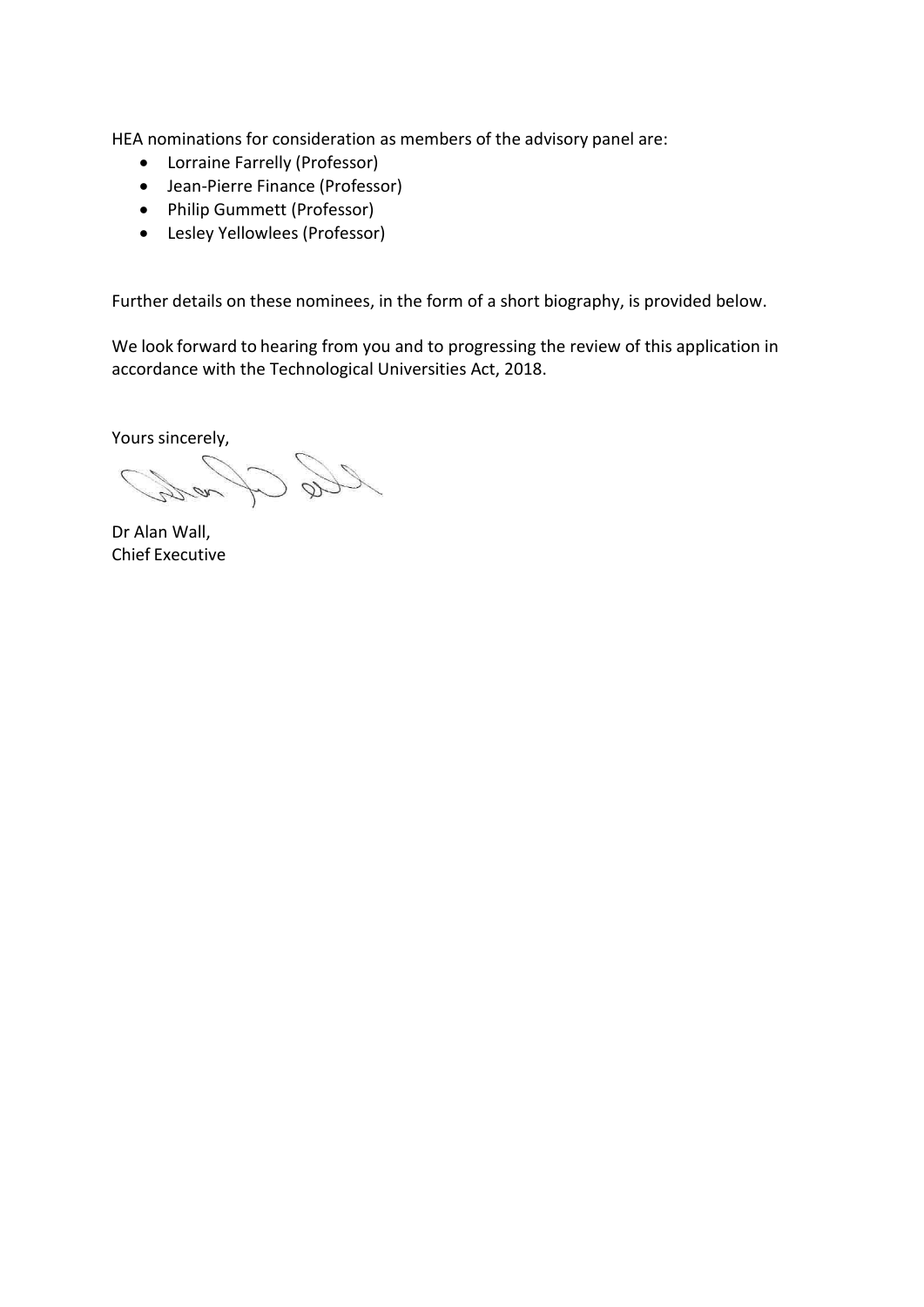HEA nominations for consideration as members of the advisory panel are:

- Lorraine Farrelly (Professor)
- Jean-Pierre Finance (Professor)
- Philip Gummett (Professor)
- Lesley Yellowlees (Professor)

Further details on these nominees, in the form of a short biography, is provided below.

We look forward to hearing from you and to progressing the review of this application in accordance with the Technological Universities Act, 2018.

Yours sincerely,

Dr Alan Wall,
Chief Executive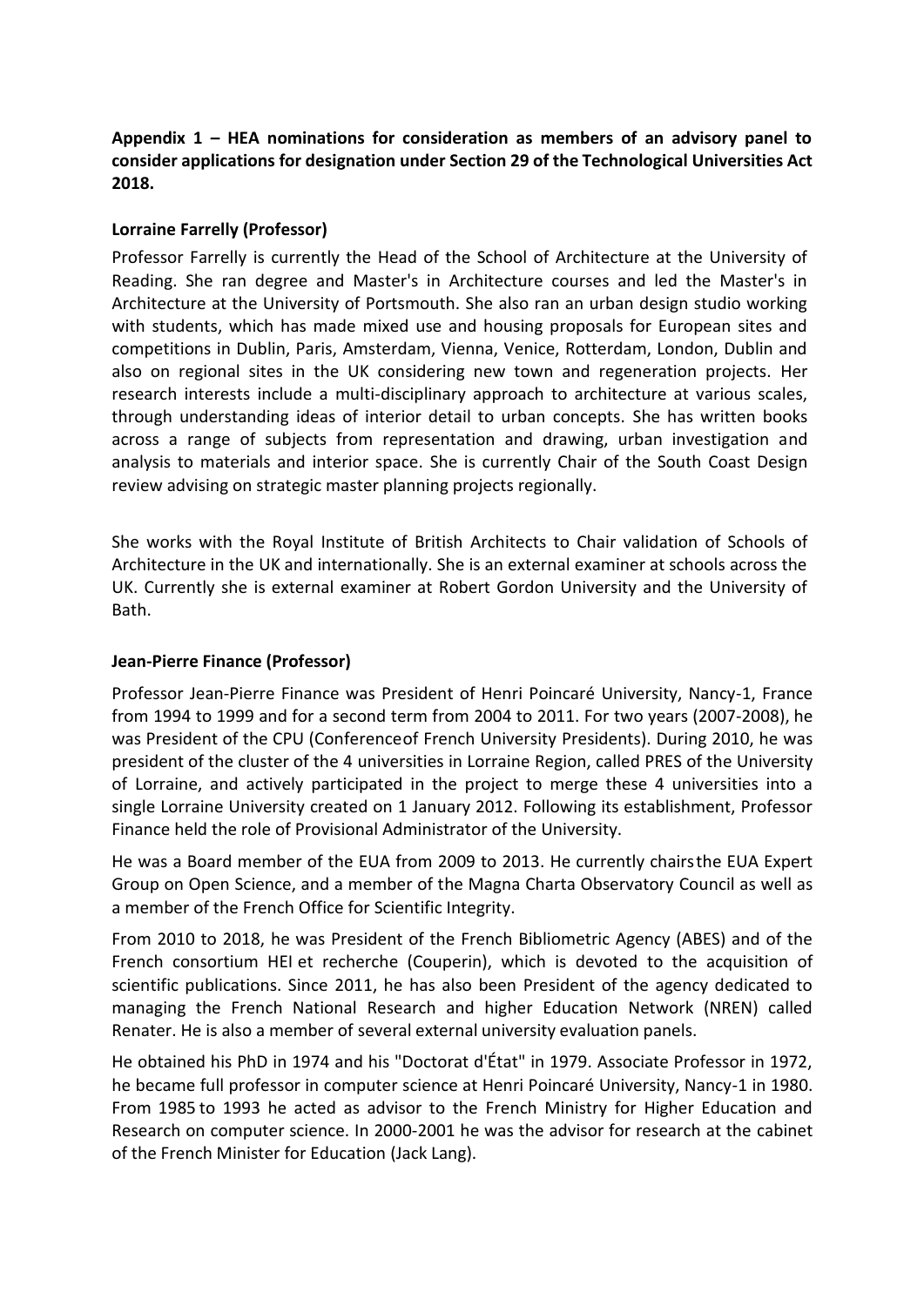**Appendix 1 – HEA nominations for consideration as members of an advisory panel to consider applications for designation under Section 29 of the Technological Universities Act 2018.**

**Lorraine Farrelly (Professor)**

Professor Farrelly is currently the Head of the School of Architecture at the University of Reading. She ran degree and Master's in Architecture courses and led the Master's in Architecture at the University of Portsmouth. She also ran an urban design studio working with students, which has made mixed use and housing proposals for European sites and competitions in Dublin, Paris, Amsterdam, Vienna, Venice, Rotterdam, London, Dublin and also on regional sites in the UK considering new town and regeneration projects. Her research interests include a multi-disciplinary approach to architecture at various scales, through understanding ideas of interior detail to urban concepts. She has written books across a range of subjects from representation and drawing, urban investigation and analysis to materials and interior space. She is currently Chair of the South Coast Design review advising on strategic master planning projects regionally.

She works with the Royal Institute of British Architects to Chair validation of Schools of Architecture in the UK and internationally. She is an external examiner at schools across the UK. Currently she is external examiner at Robert Gordon University and the University of Bath.

**Jean-Pierre Finance (Professor)**

Professor Jean-Pierre Finance was President of Henri Poincaré University, Nancy-1, France from 1994 to 1999 and for a second term from 2004 to 2011. For two years (2007-2008), he was President of the CPU (Conferenceof French University Presidents). During 2010, he was president of the cluster of the 4 universities in Lorraine Region, called PRES of the University of Lorraine, and actively participated in the project to merge these 4 universities into a single Lorraine University created on 1 January 2012. Following its establishment, Professor Finance held the role of Provisional Administrator of the University.

He was a Board member of the EUA from 2009 to 2013. He currently chairsthe EUA Expert Group on Open Science, and a member of the Magna Charta Observatory Council as well as a member of the French Office for Scientific Integrity.

From 2010 to 2018, he was President of the French Bibliometric Agency (ABES) and of the French consortium HEI et recherche (Couperin), which is devoted to the acquisition of scientific publications. Since 2011, he has also been President of the agency dedicated to managing the French National Research and higher Education Network (NREN) called Renater. He is also a member of several external university evaluation panels.

He obtained his PhD in 1974 and his "Doctorat d'État" in 1979. Associate Professor in 1972, he became full professor in computer science at Henri Poincaré University, Nancy-1 in 1980. From 1985 to 1993 he acted as advisor to the French Ministry for Higher Education and Research on computer science. In 2000-2001 he was the advisor for research at the cabinet of the French Minister for Education (Jack Lang).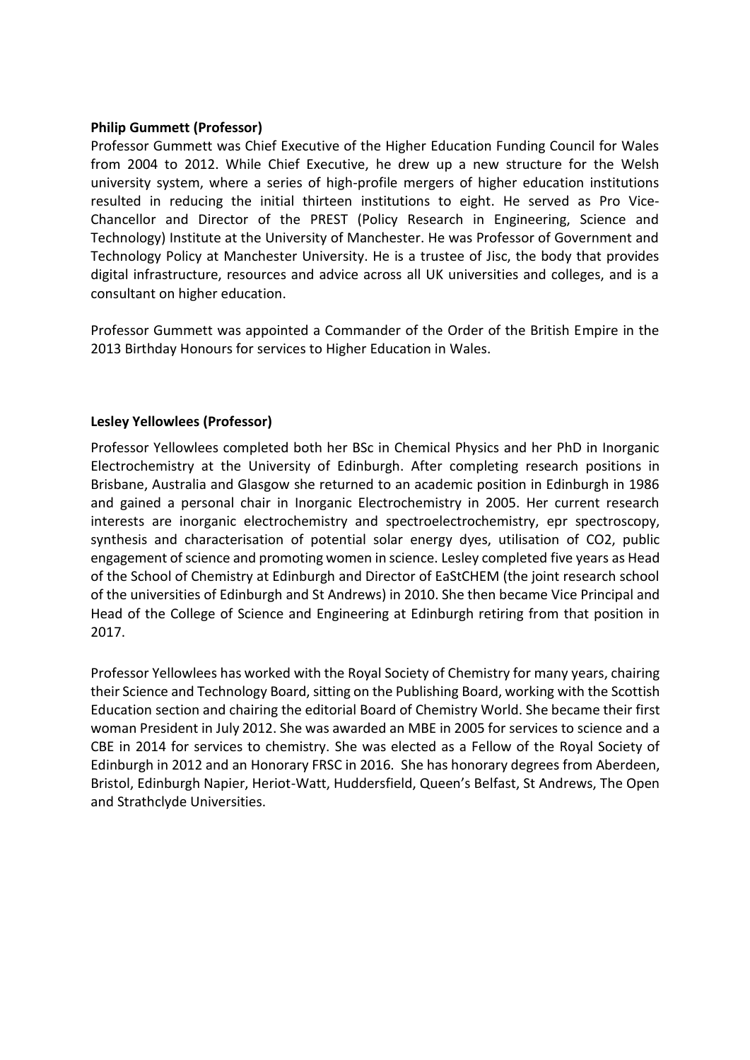**Philip Gummett (Professor)**

Professor Gummett was Chief Executive of the Higher Education Funding Council for Wales from 2004 to 2012. While Chief Executive, he drew up a new structure for the Welsh university system, where a series of high-profile mergers of higher education institutions resulted in reducing the initial thirteen institutions to eight. He served as Pro Vice-Chancellor and Director of the PREST (Policy Research in Engineering, Science and Technology) Institute at the University of Manchester. He was Professor of Government and Technology Policy at Manchester University. He is a trustee of Jisc, the body that provides digital infrastructure, resources and advice across all UK universities and colleges, and is a consultant on higher education.

Professor Gummett was appointed a Commander of the Order of the British Empire in the 2013 Birthday Honours for services to Higher Education in Wales.

**Lesley Yellowlees (Professor)**

Professor Yellowlees completed both her BSc in Chemical Physics and her PhD in Inorganic Electrochemistry at the University of Edinburgh. After completing research positions in Brisbane, Australia and Glasgow she returned to an academic position in Edinburgh in 1986 and gained a personal chair in Inorganic Electrochemistry in 2005. Her current research interests are inorganic electrochemistry and spectroelectrochemistry, epr spectroscopy, synthesis and characterisation of potential solar energy dyes, utilisation of $CO_2$, public engagement of science and promoting women in science. Lesley completed five years as Head of the School of Chemistry at Edinburgh and Director of EaStCHEM (the joint research school of the universities of Edinburgh and St Andrews) in 2010. She then became Vice Principal and Head of the College of Science and Engineering at Edinburgh retiring from that position in 2017.

Professor Yellowlees has worked with the Royal Society of Chemistry for many years, chairing their Science and Technology Board, sitting on the Publishing Board, working with the Scottish Education section and chairing the editorial Board of Chemistry World. She became their first woman President in July 2012. She was awarded an MBE in 2005 for services to science and a CBE in 2014 for services to chemistry. She was elected as a Fellow of the Royal Society of Edinburgh in 2012 and an Honorary FRSC in 2016. She has honorary degrees from Aberdeen, Bristol, Edinburgh Napier, Heriot-Watt, Huddersfield, Queen's Belfast, St Andrews, The Open and Strathclyde Universities.